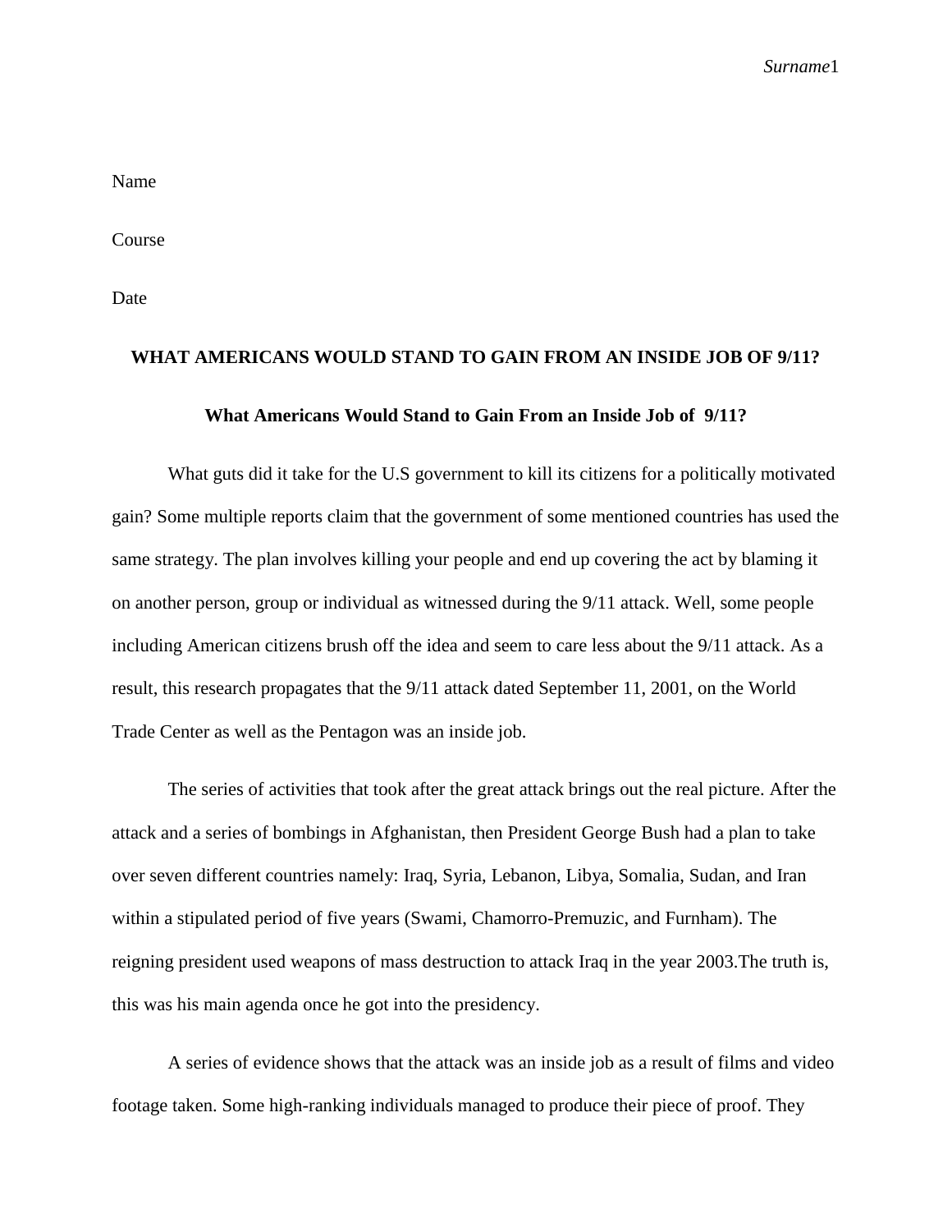Name

Course

Date

**WHAT AMERICANS WOULD STAND TO GAIN FROM AN INSIDE JOB OF 9/11?**

# What Americans Would Stand to Gain From an Inside Job of 9/11?

What guts did it take for the U.S government to kill its citizens for a politically motivated gain? Some multiple reports claim that the government of some mentioned countries has used the same strategy. The plan involves killing your people and end up covering the act by blaming it on another person, group or individual as witnessed during the 9/11 attack. Well, some people including American citizens brush off the idea and seem to care less about the 9/11 attack. As a result, this research propagates that the 9/11 attack dated September 11, 2001, on the World Trade Center as well as the Pentagon was an inside job.

The series of activities that took after the great attack brings out the real picture. After the attack and a series of bombings in Afghanistan, then President George Bush had a plan to take over seven different countries namely: Iraq, Syria, Lebanon, Libya, Somalia, Sudan, and Iran within a stipulated period of five years (Swami, Chamorro-Premuzic, and Furnham). The reigning president used weapons of mass destruction to attack Iraq in the year 2003.The truth is, this was his main agenda once he got into the presidency.

A series of evidence shows that the attack was an inside job as a result of films and video footage taken. Some high-ranking individuals managed to produce their piece of proof. They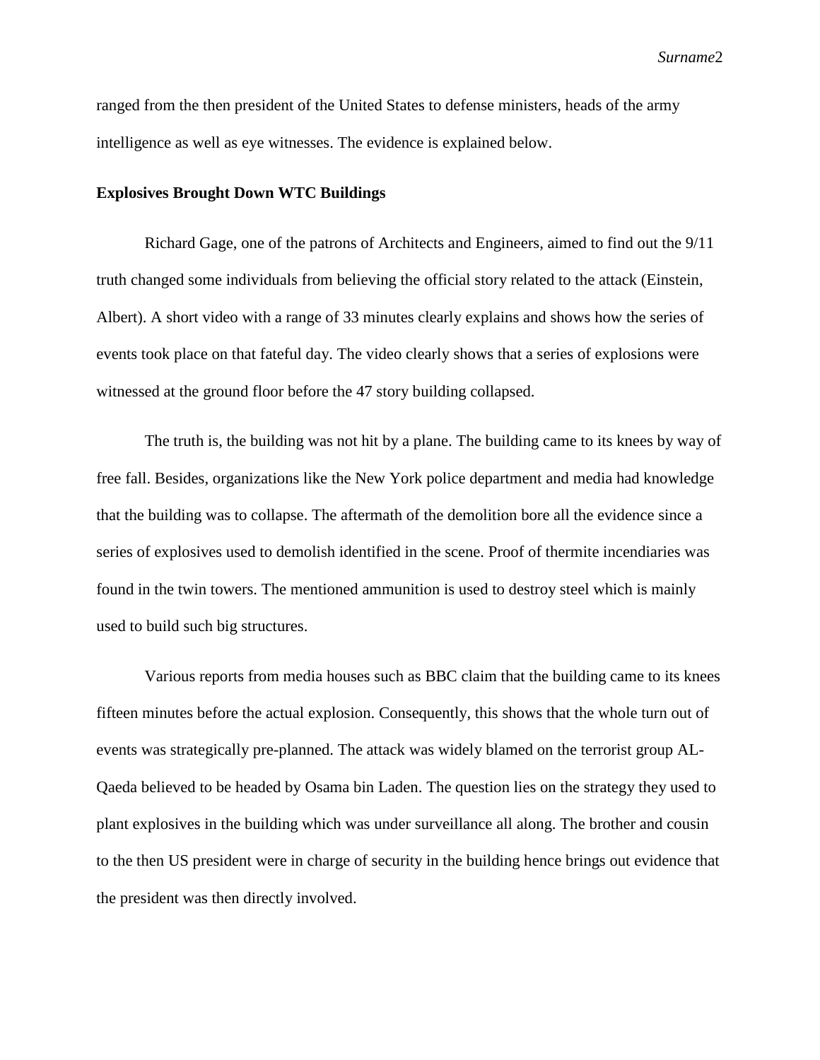ranged from the then president of the United States to defense ministers, heads of the army intelligence as well as eye witnesses. The evidence is explained below.

**Explosives Brought Down WTC Buildings**

Richard Gage, one of the patrons of Architects and Engineers, aimed to find out the 9/11 truth changed some individuals from believing the official story related to the attack (Einstein, Albert). A short video with a range of 33 minutes clearly explains and shows how the series of events took place on that fateful day. The video clearly shows that a series of explosions were witnessed at the ground floor before the 47 story building collapsed.

The truth is, the building was not hit by a plane. The building came to its knees by way of free fall. Besides, organizations like the New York police department and media had knowledge that the building was to collapse. The aftermath of the demolition bore all the evidence since a series of explosives used to demolish identified in the scene. Proof of thermite incendiaries was found in the twin towers. The mentioned ammunition is used to destroy steel which is mainly used to build such big structures.

Various reports from media houses such as BBC claim that the building came to its knees fifteen minutes before the actual explosion. Consequently, this shows that the whole turn out of events was strategically pre-planned. The attack was widely blamed on the terrorist group AL-Qaeda believed to be headed by Osama bin Laden. The question lies on the strategy they used to plant explosives in the building which was under surveillance all along. The brother and cousin to the then US president were in charge of security in the building hence brings out evidence that the president was then directly involved.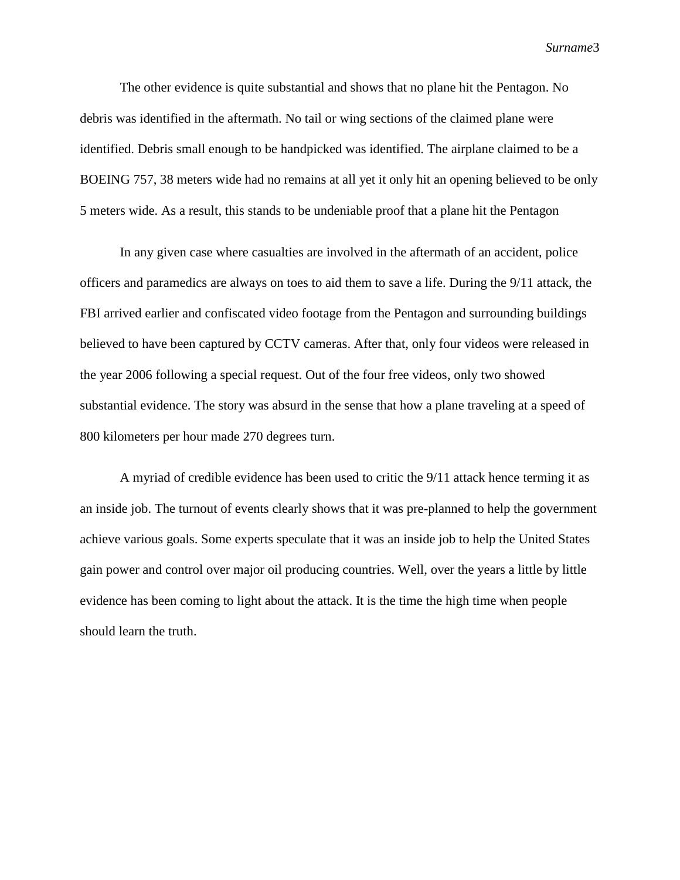The other evidence is quite substantial and shows that no plane hit the Pentagon. No debris was identified in the aftermath. No tail or wing sections of the claimed plane were identified. Debris small enough to be handpicked was identified. The airplane claimed to be a BOEING 757, 38 meters wide had no remains at all yet it only hit an opening believed to be only 5 meters wide. As a result, this stands to be undeniable proof that a plane hit the Pentagon

In any given case where casualties are involved in the aftermath of an accident, police officers and paramedics are always on toes to aid them to save a life. During the 9/11 attack, the FBI arrived earlier and confiscated video footage from the Pentagon and surrounding buildings believed to have been captured by CCTV cameras. After that, only four videos were released in the year 2006 following a special request. Out of the four free videos, only two showed substantial evidence. The story was absurd in the sense that how a plane traveling at a speed of 800 kilometers per hour made 270 degrees turn.

A myriad of credible evidence has been used to critic the 9/11 attack hence terming it as an inside job. The turnout of events clearly shows that it was pre-planned to help the government achieve various goals. Some experts speculate that it was an inside job to help the United States gain power and control over major oil producing countries. Well, over the years a little by little evidence has been coming to light about the attack. It is the time the high time when people should learn the truth.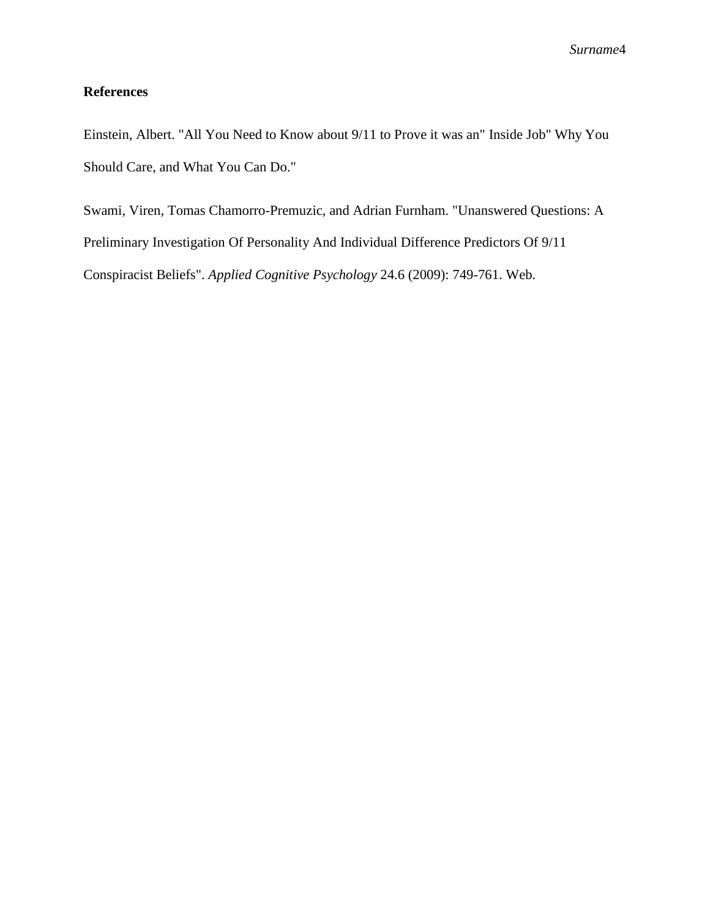**References**

Einstein, Albert. "All You Need to Know about 9/11 to Prove it was an" Inside Job" Why You Should Care, and What You Can Do."

Swami, Viren, Tomas Chamorro-Premuzic, and Adrian Furnham. "Unanswered Questions: A Preliminary Investigation Of Personality And Individual Difference Predictors Of 9/11 Conspiracist Beliefs". *Applied Cognitive Psychology* 24.6 (2009): 749-761. Web.